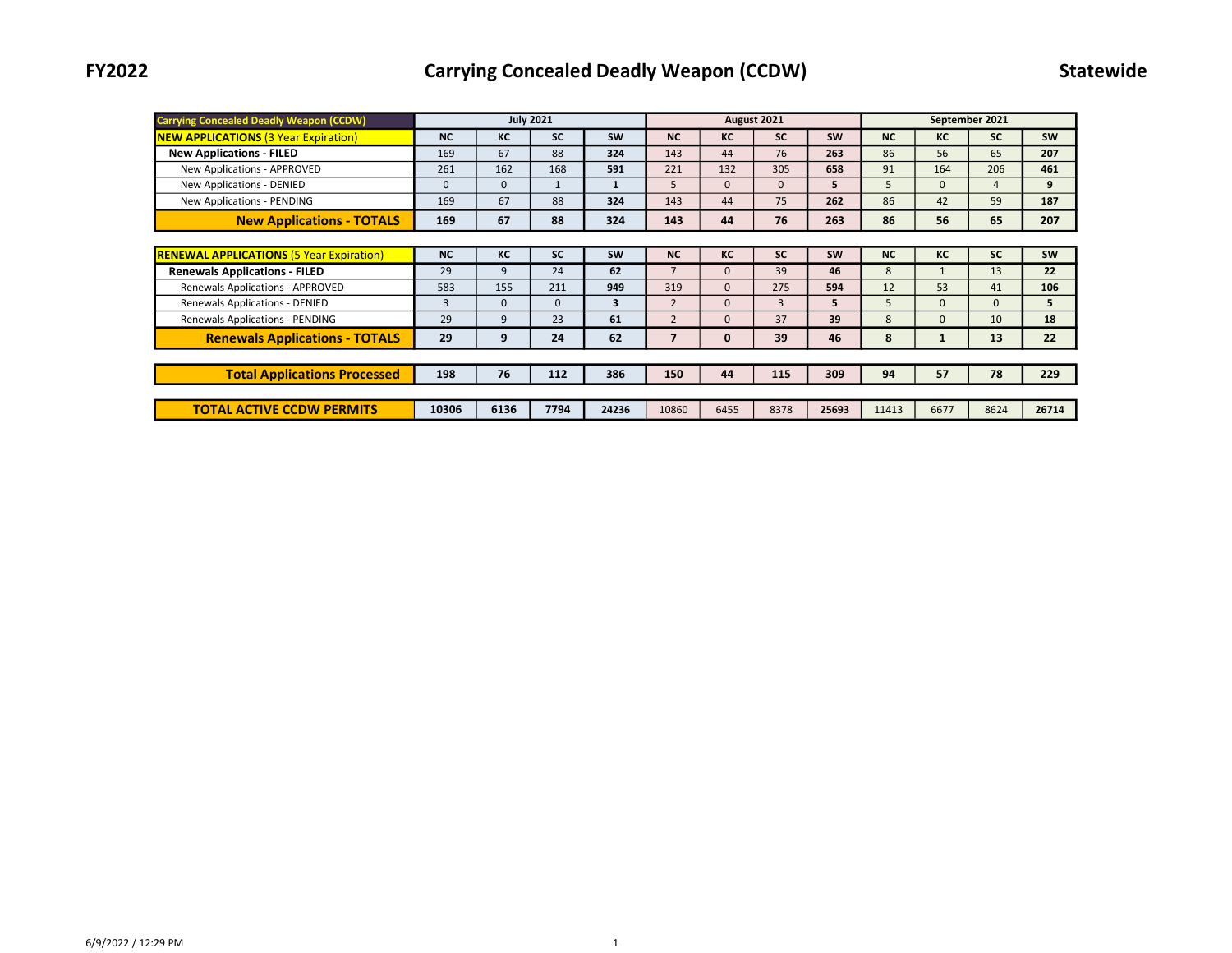# FY2022 Carrying Concealed Deadly Weapon (CCDW) Statewide

| Carrying Concealed Deadly Weapon (CCDW) | July 2021 | | | | August 2021 | | | | September 2021 | | | |
|---|---|---|---|---|---|---|---|---|---|---|---|---|
| **NEW APPLICATIONS** (3 Year Expiration) | **NC** | **KC** | **SC** | **SW** | **NC** | **KC** | **SC** | **SW** | **NC** | **KC** | **SC** | **SW** |
| **New Applications - FILED** | 169 | 67 | 88 | **324** | 143 | 44 | 76 | **263** | 86 | 56 | 65 | **207** |
| New Applications - APPROVED | 261 | 162 | 168 | **591** | 221 | 132 | 305 | **658** | 91 | 164 | 206 | **461** |
| New Applications - DENIED | 0 | 0 | 1 | **1** | 5 | 0 | 0 | **5** | 5 | 0 | 4 | **9** |
| New Applications - PENDING | 169 | 67 | 88 | **324** | 143 | 44 | 75 | **262** | 86 | 42 | 59 | **187** |
| **New Applications - TOTALS** | **169** | **67** | **88** | **324** | **143** | **44** | **76** | **263** | **86** | **56** | **65** | **207** |
| **RENEWAL APPLICATIONS** (5 Year Expiration) | **NC** | **KC** | **SC** | **SW** | **NC** | **KC** | **SC** | **SW** | **NC** | **KC** | **SC** | **SW** |
| **Renewals Applications - FILED** | 29 | 9 | 24 | **62** | 7 | 0 | 39 | **46** | 8 | 1 | 13 | **22** |
| Renewals Applications - APPROVED | 583 | 155 | 211 | **949** | 319 | 0 | 275 | **594** | 12 | 53 | 41 | **106** |
| Renewals Applications - DENIED | 3 | 0 | 0 | **3** | 2 | 0 | 3 | **5** | 5 | 0 | 0 | **5** |
| Renewals Applications - PENDING | 29 | 9 | 23 | **61** | 2 | 0 | 37 | **39** | 8 | 0 | 10 | **18** |
| **Renewals Applications - TOTALS** | **29** | **9** | **24** | **62** | **7** | **0** | **39** | **46** | **8** | **1** | **13** | **22** |
| **Total Applications Processed** | **198** | **76** | **112** | **386** | **150** | **44** | **115** | **309** | **94** | **57** | **78** | **229** |
| **TOTAL ACTIVE CCDW PERMITS** | **10306** | **6136** | **7794** | **24236** | 10860 | 6455 | 8378 | **25693** | 11413 | 6677 | 8624 | **26714** |

6/9/2022 / 12:29 PM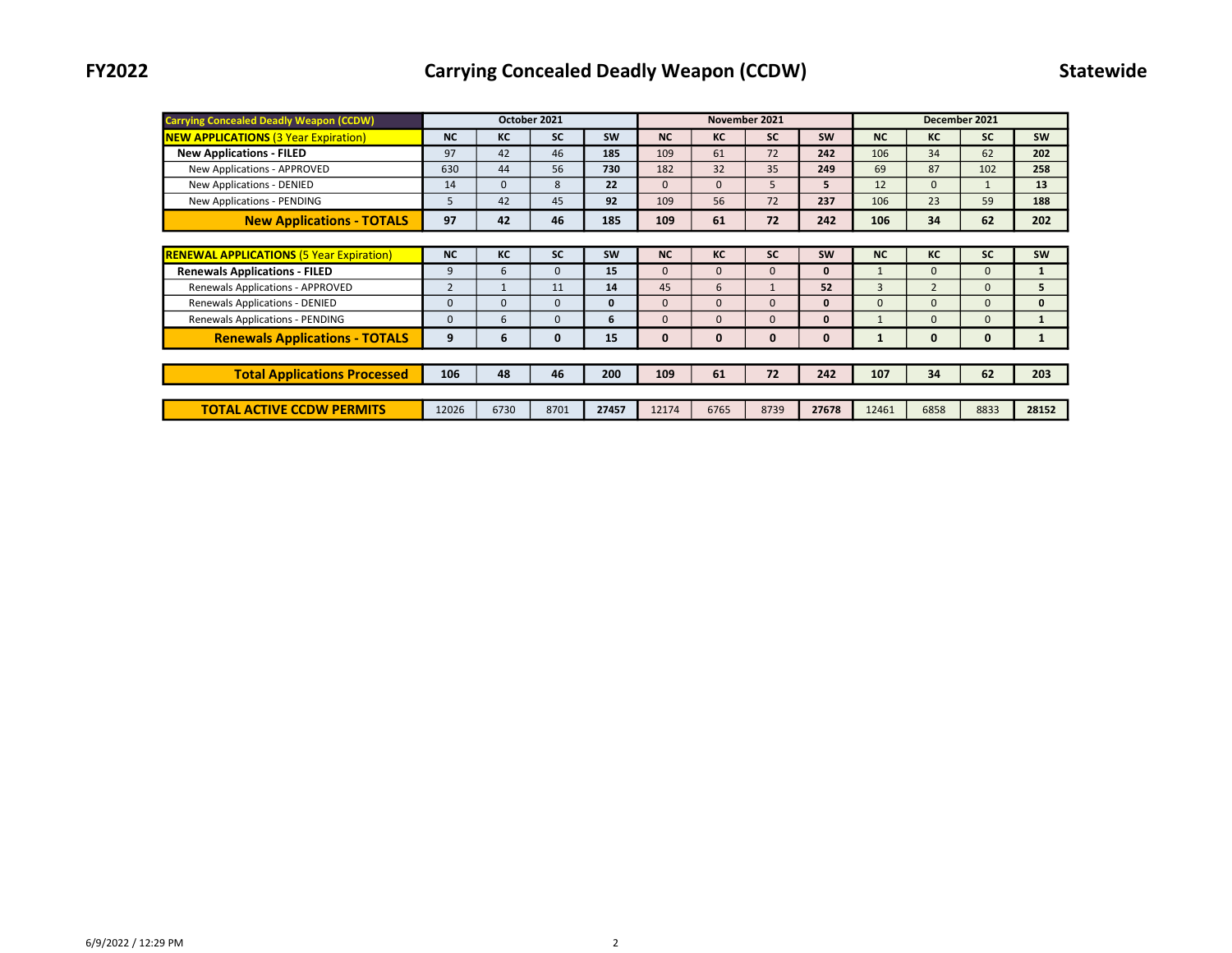# FY2022 Carrying Concealed Deadly Weapon (CCDW) Statewide

| Carrying Concealed Deadly Weapon (CCDW) | October 2021 | | | | November 2021 | | | | December 2021 | | | |
|---|---|---|---|---|---|---|---|---|---|---|---|---|
| **NEW APPLICATIONS** (3 Year Expiration) | **NC** | **KC** | **SC** | **SW** | **NC** | **KC** | **SC** | **SW** | **NC** | **KC** | **SC** | **SW** |
| **New Applications - FILED** | 97 | 42 | 46 | **185** | 109 | 61 | 72 | **242** | 106 | 34 | 62 | **202** |
| New Applications - APPROVED | 630 | 44 | 56 | **730** | 182 | 32 | 35 | **249** | 69 | 87 | 102 | **258** |
| New Applications - DENIED | 14 | 0 | 8 | **22** | 0 | 0 | 5 | **5** | 12 | 0 | 1 | **13** |
| New Applications - PENDING | 5 | 42 | 45 | **92** | 109 | 56 | 72 | **237** | 106 | 23 | 59 | **188** |
| **New Applications - TOTALS** | **97** | **42** | **46** | **185** | **109** | **61** | **72** | **242** | **106** | **34** | **62** | **202** |
| **RENEWAL APPLICATIONS** (5 Year Expiration) | **NC** | **KC** | **SC** | **SW** | **NC** | **KC** | **SC** | **SW** | **NC** | **KC** | **SC** | **SW** |
| **Renewals Applications - FILED** | 9 | 6 | 0 | **15** | 0 | 0 | 0 | **0** | 1 | 0 | 0 | **1** |
| Renewals Applications - APPROVED | 2 | 1 | 11 | **14** | 45 | 6 | 1 | **52** | 3 | 2 | 0 | **5** |
| Renewals Applications - DENIED | 0 | 0 | 0 | **0** | 0 | 0 | 0 | **0** | 0 | 0 | 0 | **0** |
| Renewals Applications - PENDING | 0 | 6 | 0 | **6** | 0 | 0 | 0 | **0** | 1 | 0 | 0 | **1** |
| **Renewals Applications - TOTALS** | **9** | **6** | **0** | **15** | **0** | **0** | **0** | **0** | **1** | **0** | **0** | **1** |
| **Total Applications Processed** | **106** | **48** | **46** | **200** | **109** | **61** | **72** | **242** | **107** | **34** | **62** | **203** |
| **TOTAL ACTIVE CCDW PERMITS** | 12026 | 6730 | 8701 | **27457** | 12174 | 6765 | 8739 | **27678** | 12461 | 6858 | 8833 | **28152** |

6/9/2022 / 12:29 PM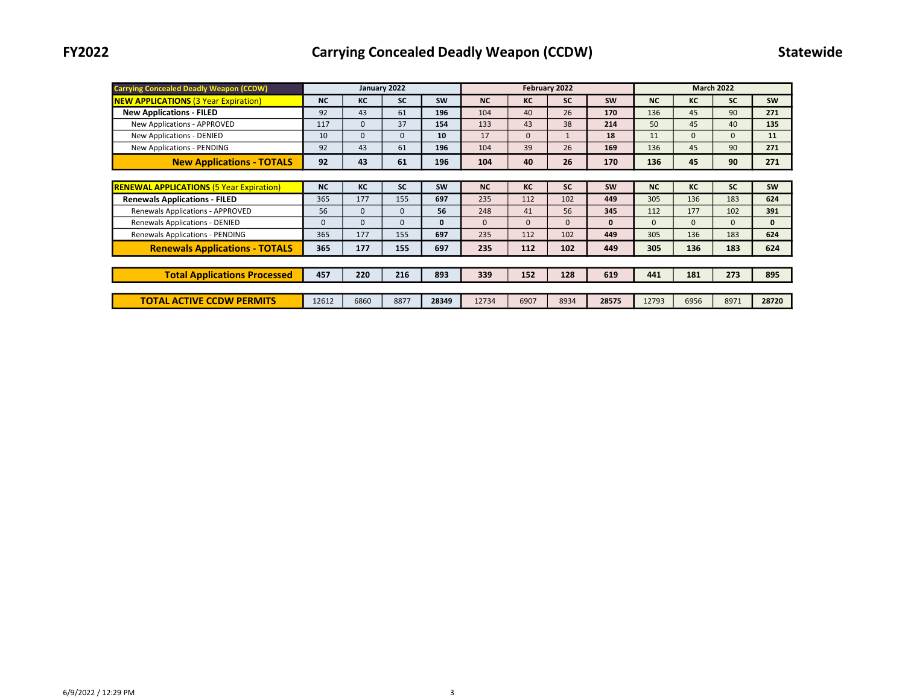# FY2022 Carrying Concealed Deadly Weapon (CCDW) Statewide

| Carrying Concealed Deadly Weapon (CCDW) | January 2022 | | | | February 2022 | | | | March 2022 | | | |
|---|---|---|---|---|---|---|---|---|---|---|---|---|
| **NEW APPLICATIONS** (3 Year Expiration) | **NC** | **KC** | **SC** | **SW** | **NC** | **KC** | **SC** | **SW** | **NC** | **KC** | **SC** | **SW** |
| **New Applications - FILED** | 92 | 43 | 61 | **196** | 104 | 40 | 26 | **170** | 136 | 45 | 90 | **271** |
| New Applications - APPROVED | 117 | 0 | 37 | **154** | 133 | 43 | 38 | **214** | 50 | 45 | 40 | **135** |
| New Applications - DENIED | 10 | 0 | 0 | **10** | 17 | 0 | 1 | **18** | 11 | 0 | 0 | **11** |
| New Applications - PENDING | 92 | 43 | 61 | **196** | 104 | 39 | 26 | **169** | 136 | 45 | 90 | **271** |
| **New Applications - TOTALS** | **92** | **43** | **61** | **196** | **104** | **40** | **26** | **170** | **136** | **45** | **90** | **271** |
| | | | | | | | | | | | | |
| **RENEWAL APPLICATIONS** (5 Year Expiration) | **NC** | **KC** | **SC** | **SW** | **NC** | **KC** | **SC** | **SW** | **NC** | **KC** | **SC** | **SW** |
| **Renewals Applications - FILED** | 365 | 177 | 155 | **697** | 235 | 112 | 102 | **449** | 305 | 136 | 183 | **624** |
| Renewals Applications - APPROVED | 56 | 0 | 0 | **56** | 248 | 41 | 56 | **345** | 112 | 177 | 102 | **391** |
| Renewals Applications - DENIED | 0 | 0 | 0 | **0** | 0 | 0 | 0 | **0** | 0 | 0 | 0 | **0** |
| Renewals Applications - PENDING | 365 | 177 | 155 | **697** | 235 | 112 | 102 | **449** | 305 | 136 | 183 | **624** |
| **Renewals Applications - TOTALS** | **365** | **177** | **155** | **697** | **235** | **112** | **102** | **449** | **305** | **136** | **183** | **624** |
| | | | | | | | | | | | | |
| **Total Applications Processed** | **457** | **220** | **216** | **893** | **339** | **152** | **128** | **619** | **441** | **181** | **273** | **895** |
| | | | | | | | | | | | | |
| **TOTAL ACTIVE CCDW PERMITS** | 12612 | 6860 | 8877 | **28349** | 12734 | 6907 | 8934 | **28575** | 12793 | 6956 | 8971 | **28720** |

6/9/2022 / 12:29 PM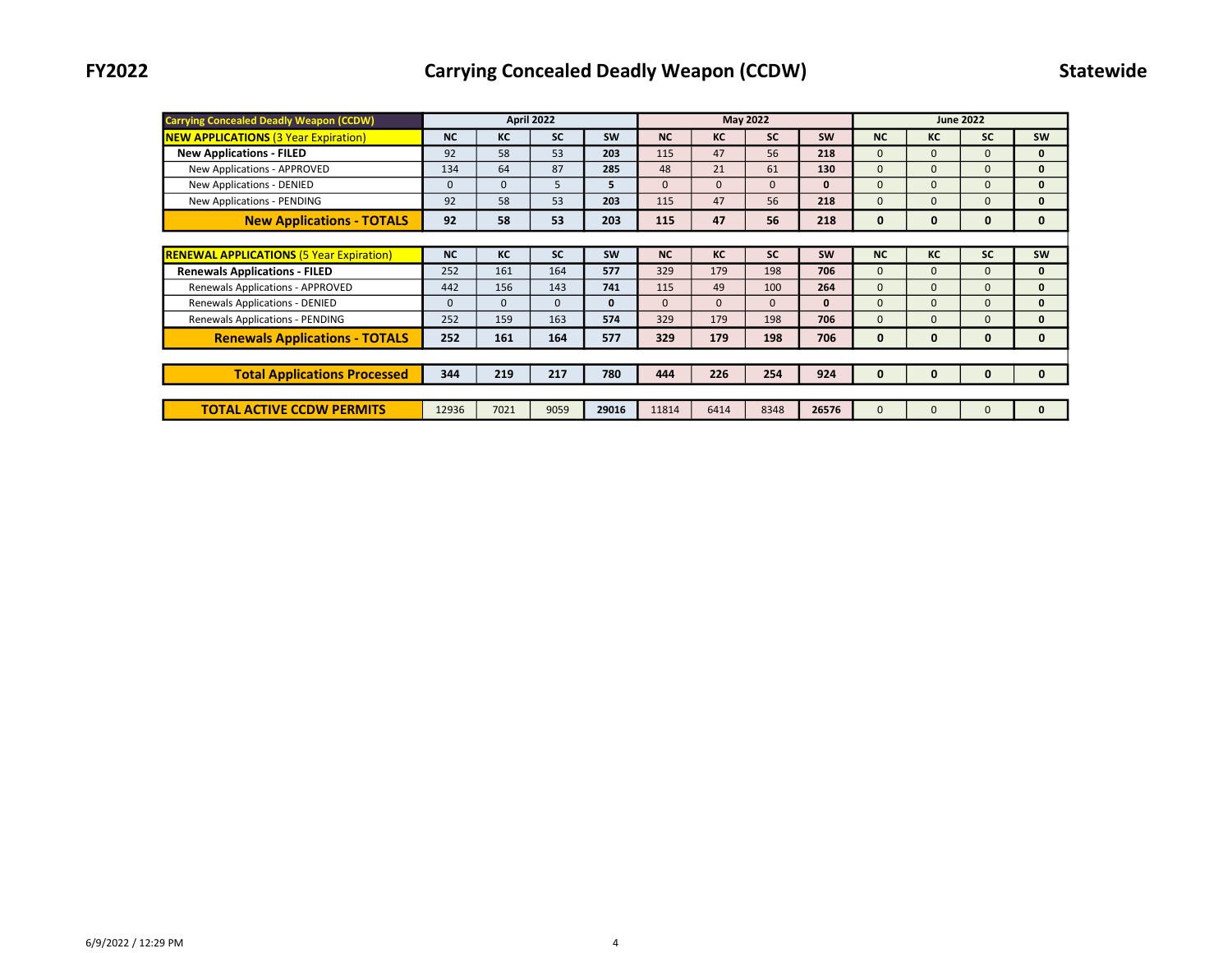# FY2022 Carrying Concealed Deadly Weapon (CCDW) Statewide

| Carrying Concealed Deadly Weapon (CCDW) | April 2022 | | | | May 2022 | | | | June 2022 | | | |
|---|---|---|---|---|---|---|---|---|---|---|---|---|
| **NEW APPLICATIONS** (3 Year Expiration) | **NC** | **KC** | **SC** | **SW** | **NC** | **KC** | **SC** | **SW** | **NC** | **KC** | **SC** | **SW** |
| **New Applications - FILED** | 92 | 58 | 53 | **203** | 115 | 47 | 56 | **218** | 0 | 0 | 0 | **0** |
| New Applications - APPROVED | 134 | 64 | 87 | **285** | 48 | 21 | 61 | **130** | 0 | 0 | 0 | **0** |
| New Applications - DENIED | 0 | 0 | 5 | **5** | 0 | 0 | 0 | **0** | 0 | 0 | 0 | **0** |
| New Applications - PENDING | 92 | 58 | 53 | **203** | 115 | 47 | 56 | **218** | 0 | 0 | 0 | **0** |
| **New Applications - TOTALS** | **92** | **58** | **53** | **203** | **115** | **47** | **56** | **218** | **0** | **0** | **0** | **0** |
| | | | | | | | | | | | | |
| **RENEWAL APPLICATIONS** (5 Year Expiration) | **NC** | **KC** | **SC** | **SW** | **NC** | **KC** | **SC** | **SW** | **NC** | **KC** | **SC** | **SW** |
| **Renewals Applications - FILED** | 252 | 161 | 164 | **577** | 329 | 179 | 198 | **706** | 0 | 0 | 0 | **0** |
| Renewals Applications - APPROVED | 442 | 156 | 143 | **741** | 115 | 49 | 100 | **264** | 0 | 0 | 0 | **0** |
| Renewals Applications - DENIED | 0 | 0 | 0 | **0** | 0 | 0 | 0 | **0** | 0 | 0 | 0 | **0** |
| Renewals Applications - PENDING | 252 | 159 | 163 | **574** | 329 | 179 | 198 | **706** | 0 | 0 | 0 | **0** |
| **Renewals Applications - TOTALS** | **252** | **161** | **164** | **577** | **329** | **179** | **198** | **706** | **0** | **0** | **0** | **0** |
| | | | | | | | | | | | | |
| **Total Applications Processed** | **344** | **219** | **217** | **780** | **444** | **226** | **254** | **924** | **0** | **0** | **0** | **0** |
| | | | | | | | | | | | | |
| **TOTAL ACTIVE CCDW PERMITS** | 12936 | 7021 | 9059 | **29016** | 11814 | 6414 | 8348 | **26576** | 0 | 0 | 0 | **0** |

6/9/2022 / 12:29 PM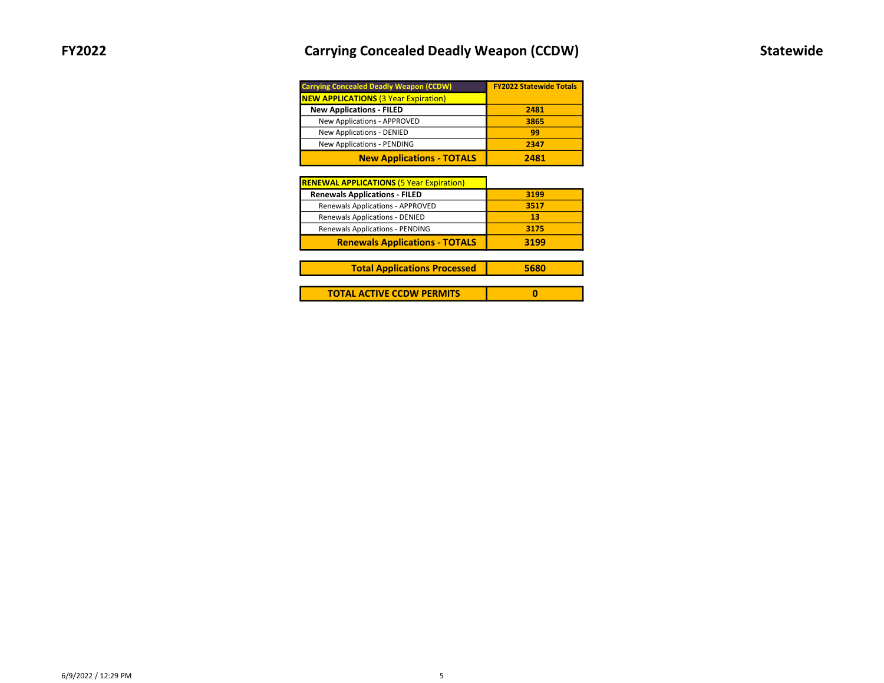**FY2022** | **Carrying Concealed Deadly Weapon (CCDW)** | **Statewide**

| Carrying Concealed Deadly Weapon (CCDW) | FY2022 Statewide Totals |
| --- | --- |
| **NEW APPLICATIONS** (3 Year Expiration) | |
| **New Applications - FILED** | **2481** |
| New Applications - APPROVED | **3865** |
| New Applications - DENIED | **99** |
| New Applications - PENDING | **2347** |
| **New Applications - TOTALS** | **2481** |
| | |
| **RENEWAL APPLICATIONS** (5 Year Expiration) | |
| **Renewals Applications - FILED** | **3199** |
| Renewals Applications - APPROVED | **3517** |
| Renewals Applications - DENIED | **13** |
| Renewals Applications - PENDING | **3175** |
| **Renewals Applications - TOTALS** | **3199** |
| | |
| **Total Applications Processed** | **5680** |
| | |
| **TOTAL ACTIVE CCDW PERMITS** | **0** |

6/9/2022 / 12:29 PM